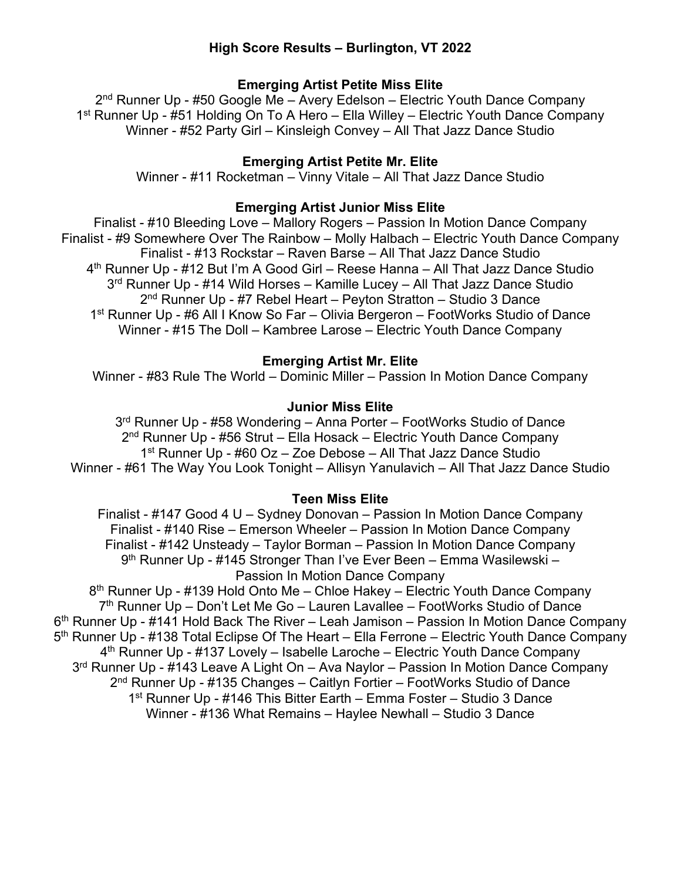# High Score Results – Burlington, VT 2022

## Emerging Artist Petite Miss Elite

2nd Runner Up - #50 Google Me – Avery Edelson – Electric Youth Dance Company
1st Runner Up - #51 Holding On To A Hero – Ella Willey – Electric Youth Dance Company
Winner - #52 Party Girl – Kinsleigh Convey – All That Jazz Dance Studio

## Emerging Artist Petite Mr. Elite

Winner - #11 Rocketman – Vinny Vitale – All That Jazz Dance Studio

## Emerging Artist Junior Miss Elite

Finalist - #10 Bleeding Love – Mallory Rogers – Passion In Motion Dance Company
Finalist - #9 Somewhere Over The Rainbow – Molly Halbach – Electric Youth Dance Company
Finalist - #13 Rockstar – Raven Barse – All That Jazz Dance Studio
4th Runner Up - #12 But I'm A Good Girl – Reese Hanna – All That Jazz Dance Studio
3rd Runner Up - #14 Wild Horses – Kamille Lucey – All That Jazz Dance Studio
2nd Runner Up - #7 Rebel Heart – Peyton Stratton – Studio 3 Dance
1st Runner Up - #6 All I Know So Far – Olivia Bergeron – FootWorks Studio of Dance
Winner - #15 The Doll – Kambree Larose – Electric Youth Dance Company

## Emerging Artist Mr. Elite

Winner - #83 Rule The World – Dominic Miller – Passion In Motion Dance Company

## Junior Miss Elite

3rd Runner Up - #58 Wondering – Anna Porter – FootWorks Studio of Dance
2nd Runner Up - #56 Strut – Ella Hosack – Electric Youth Dance Company
1st Runner Up - #60 Oz – Zoe Debose – All That Jazz Dance Studio
Winner - #61 The Way You Look Tonight – Allisyn Yanulavich – All That Jazz Dance Studio

## Teen Miss Elite

Finalist - #147 Good 4 U – Sydney Donovan – Passion In Motion Dance Company
Finalist - #140 Rise – Emerson Wheeler – Passion In Motion Dance Company
Finalist - #142 Unsteady – Taylor Borman – Passion In Motion Dance Company
9th Runner Up - #145 Stronger Than I've Ever Been – Emma Wasilewski – Passion In Motion Dance Company
8th Runner Up - #139 Hold Onto Me – Chloe Hakey – Electric Youth Dance Company
7th Runner Up – Don't Let Me Go – Lauren Lavallee – FootWorks Studio of Dance
6th Runner Up - #141 Hold Back The River – Leah Jamison – Passion In Motion Dance Company
5th Runner Up - #138 Total Eclipse Of The Heart – Ella Ferrone – Electric Youth Dance Company
4th Runner Up - #137 Lovely – Isabelle Laroche – Electric Youth Dance Company
3rd Runner Up - #143 Leave A Light On – Ava Naylor – Passion In Motion Dance Company
2nd Runner Up - #135 Changes – Caitlyn Fortier – FootWorks Studio of Dance
1st Runner Up - #146 This Bitter Earth – Emma Foster – Studio 3 Dance
Winner - #136 What Remains – Haylee Newhall – Studio 3 Dance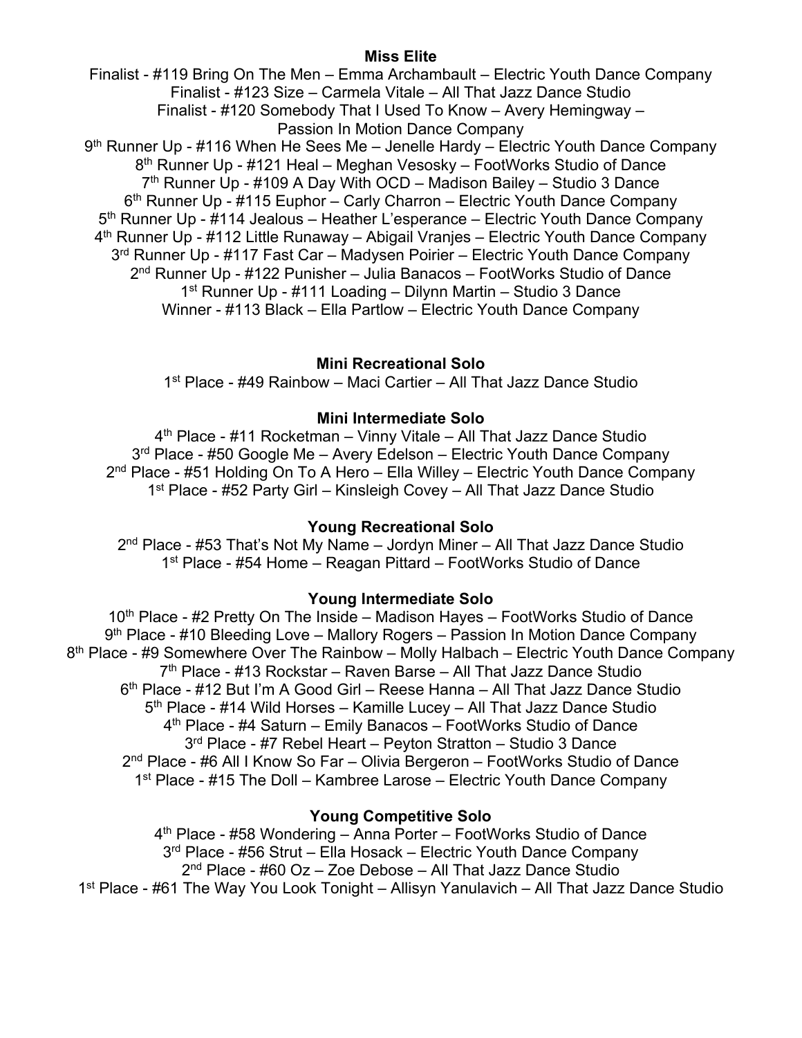**Miss Elite**

Finalist - #119 Bring On The Men – Emma Archambault – Electric Youth Dance Company
Finalist - #123 Size – Carmela Vitale – All That Jazz Dance Studio
Finalist - #120 Somebody That I Used To Know – Avery Hemingway – Passion In Motion Dance Company
9th Runner Up - #116 When He Sees Me – Jenelle Hardy – Electric Youth Dance Company
8th Runner Up - #121 Heal – Meghan Vesosky – FootWorks Studio of Dance
7th Runner Up - #109 A Day With OCD – Madison Bailey – Studio 3 Dance
6th Runner Up - #115 Euphor – Carly Charron – Electric Youth Dance Company
5th Runner Up - #114 Jealous – Heather L'esperance – Electric Youth Dance Company
4th Runner Up - #112 Little Runaway – Abigail Vranjes – Electric Youth Dance Company
3rd Runner Up - #117 Fast Car – Madysen Poirier – Electric Youth Dance Company
2nd Runner Up - #122 Punisher – Julia Banacos – FootWorks Studio of Dance
1st Runner Up - #111 Loading – Dilynn Martin – Studio 3 Dance
Winner - #113 Black – Ella Partlow – Electric Youth Dance Company

**Mini Recreational Solo**

1st Place - #49 Rainbow – Maci Cartier – All That Jazz Dance Studio

**Mini Intermediate Solo**

4th Place - #11 Rocketman – Vinny Vitale – All That Jazz Dance Studio
3rd Place - #50 Google Me – Avery Edelson – Electric Youth Dance Company
2nd Place - #51 Holding On To A Hero – Ella Willey – Electric Youth Dance Company
1st Place - #52 Party Girl – Kinsleigh Covey – All That Jazz Dance Studio

**Young Recreational Solo**

2nd Place - #53 That's Not My Name – Jordyn Miner – All That Jazz Dance Studio
1st Place - #54 Home – Reagan Pittard – FootWorks Studio of Dance

**Young Intermediate Solo**

10th Place - #2 Pretty On The Inside – Madison Hayes – FootWorks Studio of Dance
9th Place - #10 Bleeding Love – Mallory Rogers – Passion In Motion Dance Company
8th Place - #9 Somewhere Over The Rainbow – Molly Halbach – Electric Youth Dance Company
7th Place - #13 Rockstar – Raven Barse – All That Jazz Dance Studio
6th Place - #12 But I'm A Good Girl – Reese Hanna – All That Jazz Dance Studio
5th Place - #14 Wild Horses – Kamille Lucey – All That Jazz Dance Studio
4th Place - #4 Saturn – Emily Banacos – FootWorks Studio of Dance
3rd Place - #7 Rebel Heart – Peyton Stratton – Studio 3 Dance
2nd Place - #6 All I Know So Far – Olivia Bergeron – FootWorks Studio of Dance
1st Place - #15 The Doll – Kambree Larose – Electric Youth Dance Company

**Young Competitive Solo**

4th Place - #58 Wondering – Anna Porter – FootWorks Studio of Dance
3rd Place - #56 Strut – Ella Hosack – Electric Youth Dance Company
2nd Place - #60 Oz – Zoe Debose – All That Jazz Dance Studio
1st Place - #61 The Way You Look Tonight – Allisyn Yanulavich – All That Jazz Dance Studio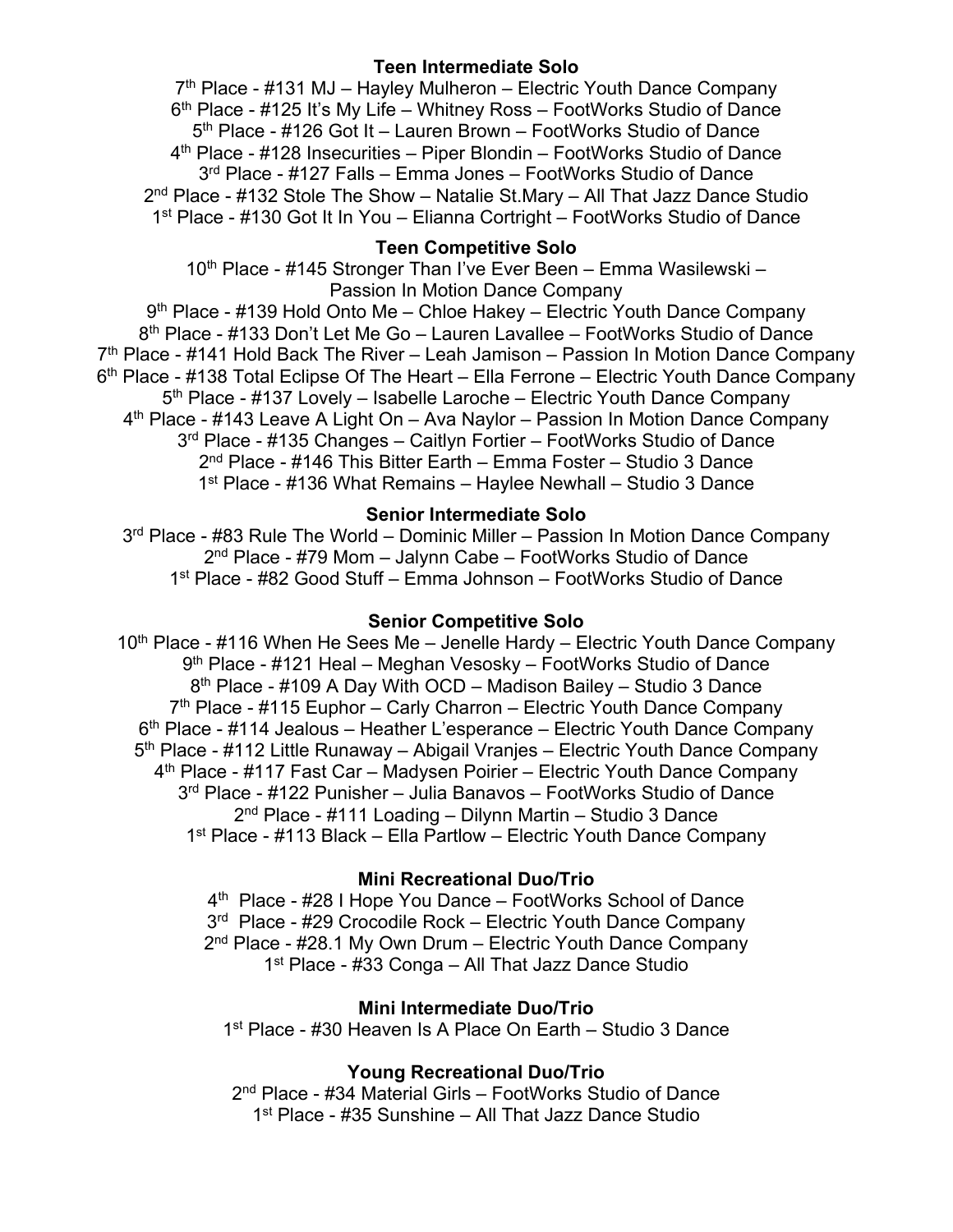**Teen Intermediate Solo**

7th Place - #131 MJ – Hayley Mulheron – Electric Youth Dance Company
6th Place - #125 It's My Life – Whitney Ross – FootWorks Studio of Dance
5th Place - #126 Got It – Lauren Brown – FootWorks Studio of Dance
4th Place - #128 Insecurities – Piper Blondin – FootWorks Studio of Dance
3rd Place - #127 Falls – Emma Jones – FootWorks Studio of Dance
2nd Place - #132 Stole The Show – Natalie St.Mary – All That Jazz Dance Studio
1st Place - #130 Got It In You – Elianna Cortright – FootWorks Studio of Dance

**Teen Competitive Solo**

10th Place - #145 Stronger Than I've Ever Been – Emma Wasilewski – Passion In Motion Dance Company
9th Place - #139 Hold Onto Me – Chloe Hakey – Electric Youth Dance Company
8th Place - #133 Don't Let Me Go – Lauren Lavallee – FootWorks Studio of Dance
7th Place - #141 Hold Back The River – Leah Jamison – Passion In Motion Dance Company
6th Place - #138 Total Eclipse Of The Heart – Ella Ferrone – Electric Youth Dance Company
5th Place - #137 Lovely – Isabelle Laroche – Electric Youth Dance Company
4th Place - #143 Leave A Light On – Ava Naylor – Passion In Motion Dance Company
3rd Place - #135 Changes – Caitlyn Fortier – FootWorks Studio of Dance
2nd Place - #146 This Bitter Earth – Emma Foster – Studio 3 Dance
1st Place - #136 What Remains – Haylee Newhall – Studio 3 Dance

**Senior Intermediate Solo**

3rd Place - #83 Rule The World – Dominic Miller – Passion In Motion Dance Company
2nd Place - #79 Mom – Jalynn Cabe – FootWorks Studio of Dance
1st Place - #82 Good Stuff – Emma Johnson – FootWorks Studio of Dance

**Senior Competitive Solo**

10th Place - #116 When He Sees Me – Jenelle Hardy – Electric Youth Dance Company
9th Place - #121 Heal – Meghan Vesosky – FootWorks Studio of Dance
8th Place - #109 A Day With OCD – Madison Bailey – Studio 3 Dance
7th Place - #115 Euphor – Carly Charron – Electric Youth Dance Company
6th Place - #114 Jealous – Heather L'esperance – Electric Youth Dance Company
5th Place - #112 Little Runaway – Abigail Vranjes – Electric Youth Dance Company
4th Place - #117 Fast Car – Madysen Poirier – Electric Youth Dance Company
3rd Place - #122 Punisher – Julia Banavos – FootWorks Studio of Dance
2nd Place - #111 Loading – Dilynn Martin – Studio 3 Dance
1st Place - #113 Black – Ella Partlow – Electric Youth Dance Company

**Mini Recreational Duo/Trio**

4th Place - #28 I Hope You Dance – FootWorks School of Dance
3rd Place - #29 Crocodile Rock – Electric Youth Dance Company
2nd Place - #28.1 My Own Drum – Electric Youth Dance Company
1st Place - #33 Conga – All That Jazz Dance Studio

**Mini Intermediate Duo/Trio**

1st Place - #30 Heaven Is A Place On Earth – Studio 3 Dance

**Young Recreational Duo/Trio**

2nd Place - #34 Material Girls – FootWorks Studio of Dance
1st Place - #35 Sunshine – All That Jazz Dance Studio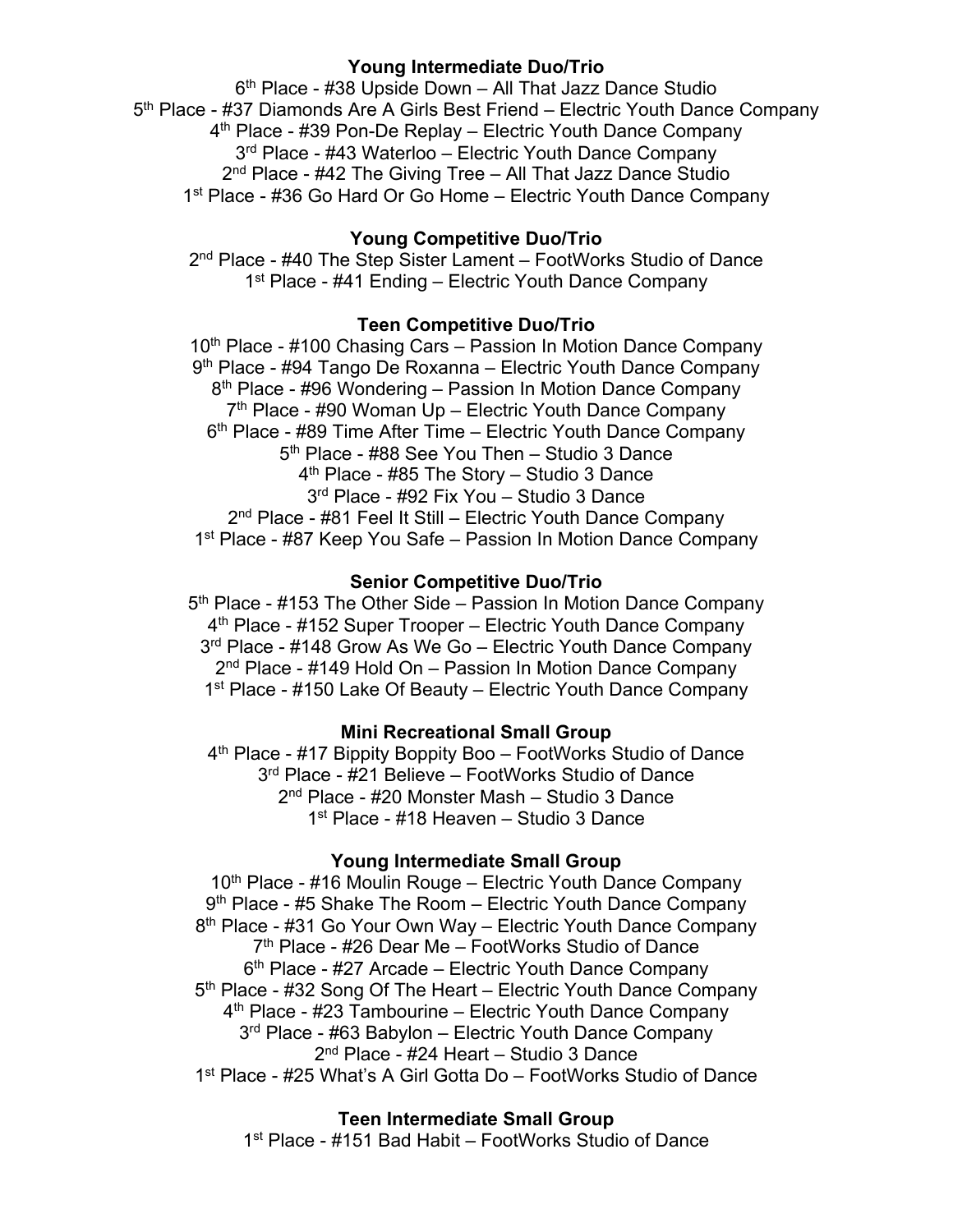**Young Intermediate Duo/Trio**

6th Place - #38 Upside Down – All That Jazz Dance Studio
5th Place - #37 Diamonds Are A Girls Best Friend – Electric Youth Dance Company
4th Place - #39 Pon-De Replay – Electric Youth Dance Company
3rd Place - #43 Waterloo – Electric Youth Dance Company
2nd Place - #42 The Giving Tree – All That Jazz Dance Studio
1st Place - #36 Go Hard Or Go Home – Electric Youth Dance Company

**Young Competitive Duo/Trio**

2nd Place - #40 The Step Sister Lament – FootWorks Studio of Dance
1st Place - #41 Ending – Electric Youth Dance Company

**Teen Competitive Duo/Trio**

10th Place - #100 Chasing Cars – Passion In Motion Dance Company
9th Place - #94 Tango De Roxanna – Electric Youth Dance Company
8th Place - #96 Wondering – Passion In Motion Dance Company
7th Place - #90 Woman Up – Electric Youth Dance Company
6th Place - #89 Time After Time – Electric Youth Dance Company
5th Place - #88 See You Then – Studio 3 Dance
4th Place - #85 The Story – Studio 3 Dance
3rd Place - #92 Fix You – Studio 3 Dance
2nd Place - #81 Feel It Still – Electric Youth Dance Company
1st Place - #87 Keep You Safe – Passion In Motion Dance Company

**Senior Competitive Duo/Trio**

5th Place - #153 The Other Side – Passion In Motion Dance Company
4th Place - #152 Super Trooper – Electric Youth Dance Company
3rd Place - #148 Grow As We Go – Electric Youth Dance Company
2nd Place - #149 Hold On – Passion In Motion Dance Company
1st Place - #150 Lake Of Beauty – Electric Youth Dance Company

**Mini Recreational Small Group**

4th Place - #17 Bippity Boppity Boo – FootWorks Studio of Dance
3rd Place - #21 Believe – FootWorks Studio of Dance
2nd Place - #20 Monster Mash – Studio 3 Dance
1st Place - #18 Heaven – Studio 3 Dance

**Young Intermediate Small Group**

10th Place - #16 Moulin Rouge – Electric Youth Dance Company
9th Place - #5 Shake The Room – Electric Youth Dance Company
8th Place - #31 Go Your Own Way – Electric Youth Dance Company
7th Place - #26 Dear Me – FootWorks Studio of Dance
6th Place - #27 Arcade – Electric Youth Dance Company
5th Place - #32 Song Of The Heart – Electric Youth Dance Company
4th Place - #23 Tambourine – Electric Youth Dance Company
3rd Place - #63 Babylon – Electric Youth Dance Company
2nd Place - #24 Heart – Studio 3 Dance
1st Place - #25 What's A Girl Gotta Do – FootWorks Studio of Dance

**Teen Intermediate Small Group**

1st Place - #151 Bad Habit – FootWorks Studio of Dance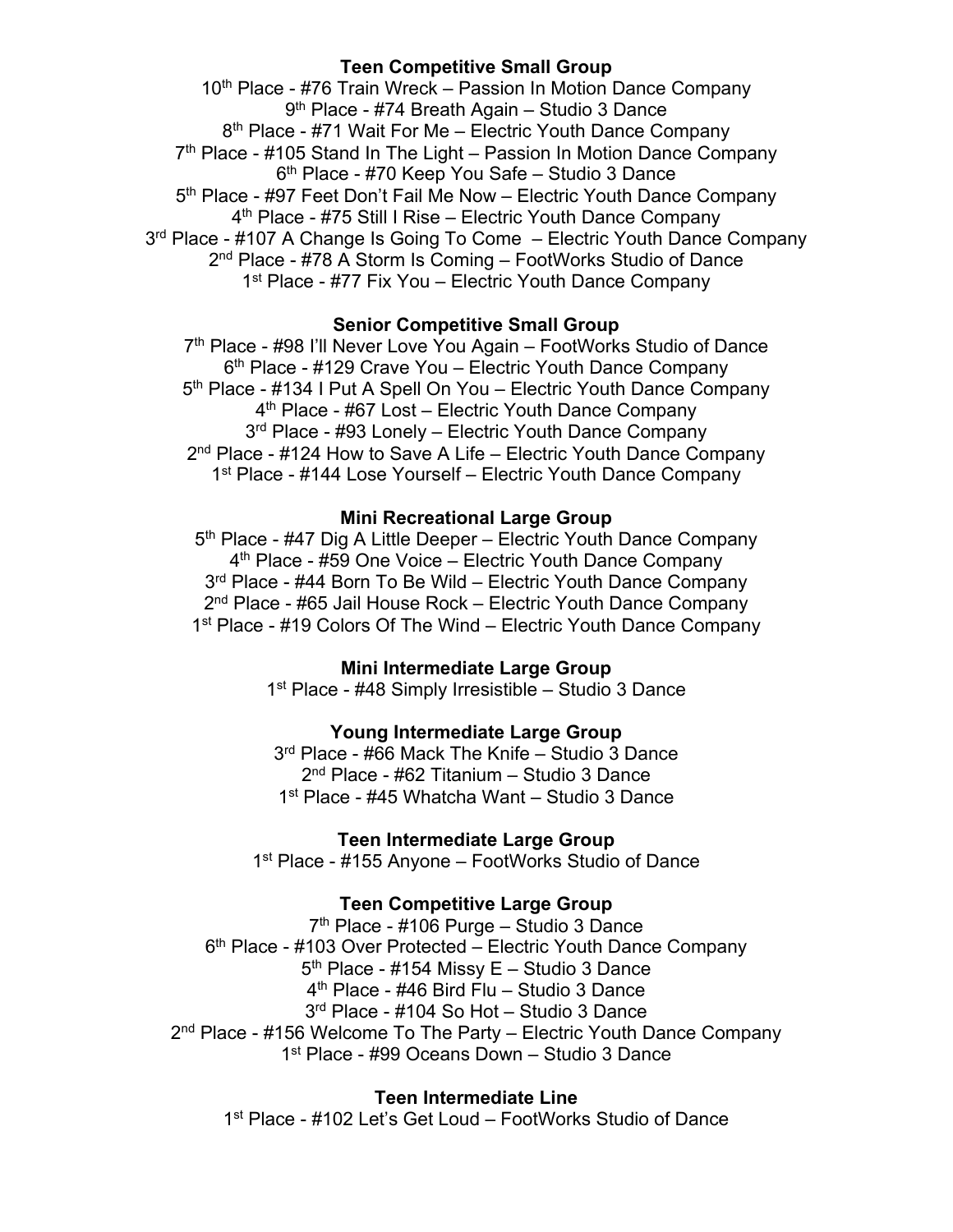**Teen Competitive Small Group**

10th Place - #76 Train Wreck – Passion In Motion Dance Company
9th Place - #74 Breath Again – Studio 3 Dance
8th Place - #71 Wait For Me – Electric Youth Dance Company
7th Place - #105 Stand In The Light – Passion In Motion Dance Company
6th Place - #70 Keep You Safe – Studio 3 Dance
5th Place - #97 Feet Don't Fail Me Now – Electric Youth Dance Company
4th Place - #75 Still I Rise – Electric Youth Dance Company
3rd Place - #107 A Change Is Going To Come – Electric Youth Dance Company
2nd Place - #78 A Storm Is Coming – FootWorks Studio of Dance
1st Place - #77 Fix You – Electric Youth Dance Company

**Senior Competitive Small Group**

7th Place - #98 I'll Never Love You Again – FootWorks Studio of Dance
6th Place - #129 Crave You – Electric Youth Dance Company
5th Place - #134 I Put A Spell On You – Electric Youth Dance Company
4th Place - #67 Lost – Electric Youth Dance Company
3rd Place - #93 Lonely – Electric Youth Dance Company
2nd Place - #124 How to Save A Life – Electric Youth Dance Company
1st Place - #144 Lose Yourself – Electric Youth Dance Company

**Mini Recreational Large Group**

5th Place - #47 Dig A Little Deeper – Electric Youth Dance Company
4th Place - #59 One Voice – Electric Youth Dance Company
3rd Place - #44 Born To Be Wild – Electric Youth Dance Company
2nd Place - #65 Jail House Rock – Electric Youth Dance Company
1st Place - #19 Colors Of The Wind – Electric Youth Dance Company

**Mini Intermediate Large Group**

1st Place - #48 Simply Irresistible – Studio 3 Dance

**Young Intermediate Large Group**

3rd Place - #66 Mack The Knife – Studio 3 Dance
2nd Place - #62 Titanium – Studio 3 Dance
1st Place - #45 Whatcha Want – Studio 3 Dance

**Teen Intermediate Large Group**

1st Place - #155 Anyone – FootWorks Studio of Dance

**Teen Competitive Large Group**

7th Place - #106 Purge – Studio 3 Dance
6th Place - #103 Over Protected – Electric Youth Dance Company
5th Place - #154 Missy E – Studio 3 Dance
4th Place - #46 Bird Flu – Studio 3 Dance
3rd Place - #104 So Hot – Studio 3 Dance
2nd Place - #156 Welcome To The Party – Electric Youth Dance Company
1st Place - #99 Oceans Down – Studio 3 Dance

**Teen Intermediate Line**

1st Place - #102 Let's Get Loud – FootWorks Studio of Dance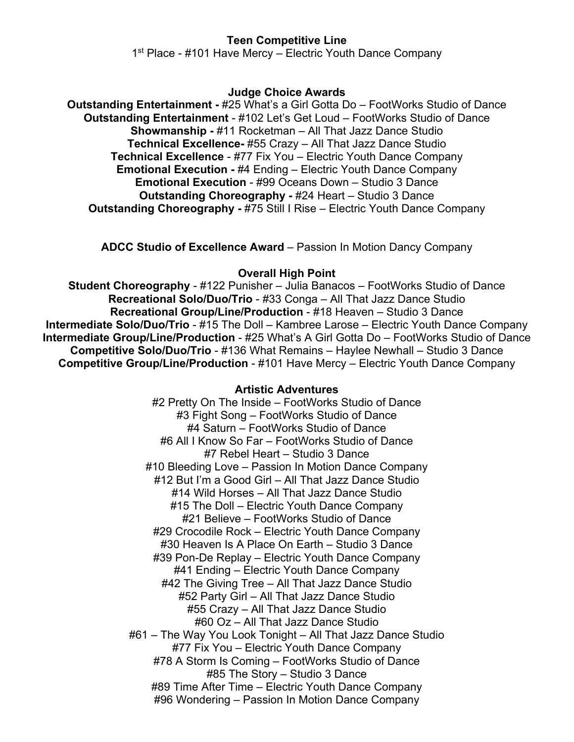**Teen Competitive Line**

1st Place - #101 Have Mercy – Electric Youth Dance Company

**Judge Choice Awards**

**Outstanding Entertainment -** #25 What's a Girl Gotta Do – FootWorks Studio of Dance
**Outstanding Entertainment** - #102 Let's Get Loud – FootWorks Studio of Dance
**Showmanship -** #11 Rocketman – All That Jazz Dance Studio
**Technical Excellence-** #55 Crazy – All That Jazz Dance Studio
**Technical Excellence** - #77 Fix You – Electric Youth Dance Company
**Emotional Execution -** #4 Ending – Electric Youth Dance Company
**Emotional Execution** - #99 Oceans Down – Studio 3 Dance
**Outstanding Choreography -** #24 Heart – Studio 3 Dance
**Outstanding Choreography -** #75 Still I Rise – Electric Youth Dance Company

**ADCC Studio of Excellence Award** – Passion In Motion Dancy Company

**Overall High Point**

**Student Choreography** - #122 Punisher – Julia Banacos – FootWorks Studio of Dance
**Recreational Solo/Duo/Trio** - #33 Conga – All That Jazz Dance Studio
**Recreational Group/Line/Production** - #18 Heaven – Studio 3 Dance
**Intermediate Solo/Duo/Trio** - #15 The Doll – Kambree Larose – Electric Youth Dance Company
**Intermediate Group/Line/Production** - #25 What's A Girl Gotta Do – FootWorks Studio of Dance
**Competitive Solo/Duo/Trio** - #136 What Remains – Haylee Newhall – Studio 3 Dance
**Competitive Group/Line/Production** - #101 Have Mercy – Electric Youth Dance Company

**Artistic Adventures**

#2 Pretty On The Inside – FootWorks Studio of Dance
#3 Fight Song – FootWorks Studio of Dance
#4 Saturn – FootWorks Studio of Dance
#6 All I Know So Far – FootWorks Studio of Dance
#7 Rebel Heart – Studio 3 Dance
#10 Bleeding Love – Passion In Motion Dance Company
#12 But I'm a Good Girl – All That Jazz Dance Studio
#14 Wild Horses – All That Jazz Dance Studio
#15 The Doll – Electric Youth Dance Company
#21 Believe – FootWorks Studio of Dance
#29 Crocodile Rock – Electric Youth Dance Company
#30 Heaven Is A Place On Earth – Studio 3 Dance
#39 Pon-De Replay – Electric Youth Dance Company
#41 Ending – Electric Youth Dance Company
#42 The Giving Tree – All That Jazz Dance Studio
#52 Party Girl – All That Jazz Dance Studio
#55 Crazy – All That Jazz Dance Studio
#60 Oz – All That Jazz Dance Studio
#61 – The Way You Look Tonight – All That Jazz Dance Studio
#77 Fix You – Electric Youth Dance Company
#78 A Storm Is Coming – FootWorks Studio of Dance
#85 The Story – Studio 3 Dance
#89 Time After Time – Electric Youth Dance Company
#96 Wondering – Passion In Motion Dance Company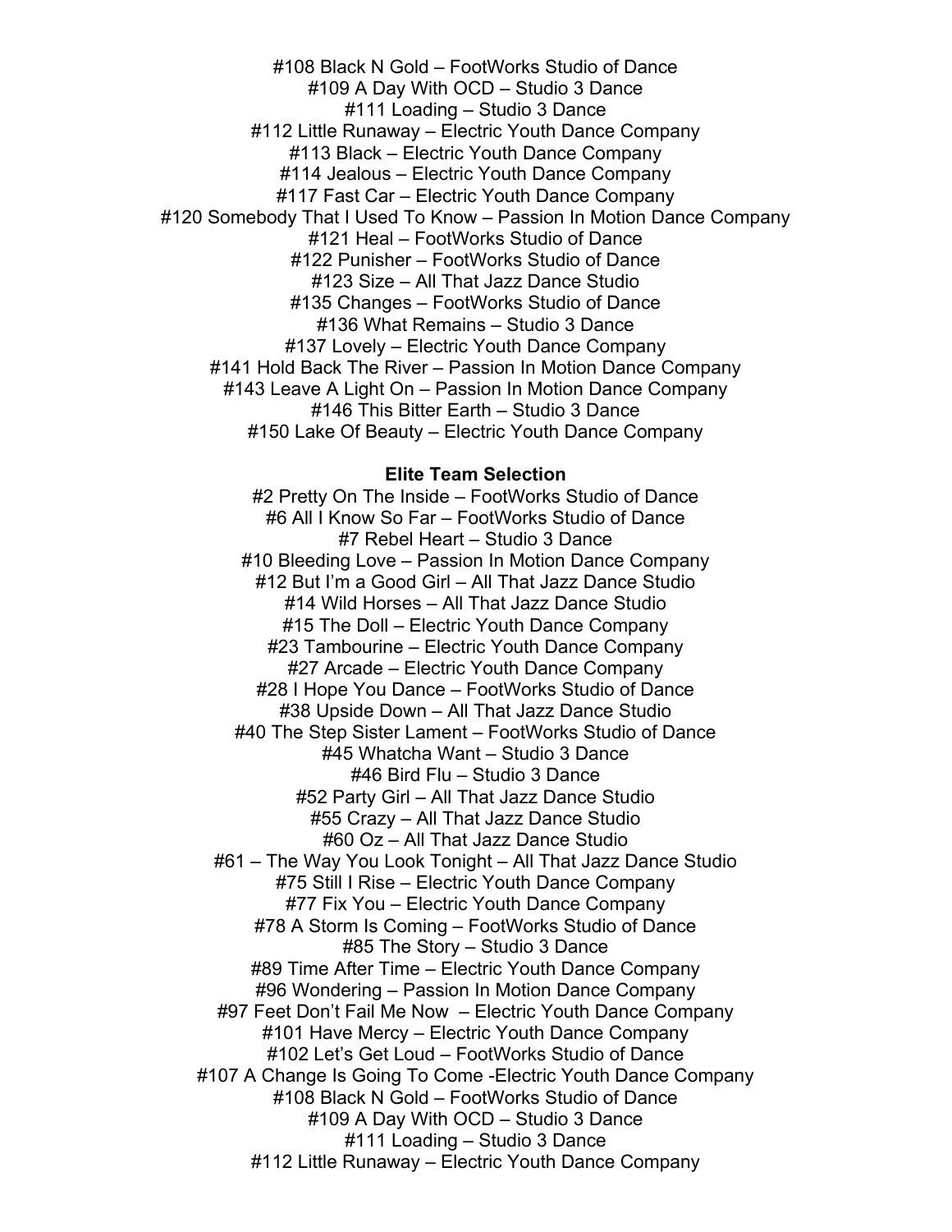#108 Black N Gold – FootWorks Studio of Dance
#109 A Day With OCD – Studio 3 Dance
#111 Loading – Studio 3 Dance
#112 Little Runaway – Electric Youth Dance Company
#113 Black – Electric Youth Dance Company
#114 Jealous – Electric Youth Dance Company
#117 Fast Car – Electric Youth Dance Company
#120 Somebody That I Used To Know – Passion In Motion Dance Company
#121 Heal – FootWorks Studio of Dance
#122 Punisher – FootWorks Studio of Dance
#123 Size – All That Jazz Dance Studio
#135 Changes – FootWorks Studio of Dance
#136 What Remains – Studio 3 Dance
#137 Lovely – Electric Youth Dance Company
#141 Hold Back The River – Passion In Motion Dance Company
#143 Leave A Light On – Passion In Motion Dance Company
#146 This Bitter Earth – Studio 3 Dance
#150 Lake Of Beauty – Electric Youth Dance Company

**Elite Team Selection**

#2 Pretty On The Inside – FootWorks Studio of Dance
#6 All I Know So Far – FootWorks Studio of Dance
#7 Rebel Heart – Studio 3 Dance
#10 Bleeding Love – Passion In Motion Dance Company
#12 But I'm a Good Girl – All That Jazz Dance Studio
#14 Wild Horses – All That Jazz Dance Studio
#15 The Doll – Electric Youth Dance Company
#23 Tambourine – Electric Youth Dance Company
#27 Arcade – Electric Youth Dance Company
#28 I Hope You Dance – FootWorks Studio of Dance
#38 Upside Down – All That Jazz Dance Studio
#40 The Step Sister Lament – FootWorks Studio of Dance
#45 Whatcha Want – Studio 3 Dance
#46 Bird Flu – Studio 3 Dance
#52 Party Girl – All That Jazz Dance Studio
#55 Crazy – All That Jazz Dance Studio
#60 Oz – All That Jazz Dance Studio
#61 – The Way You Look Tonight – All That Jazz Dance Studio
#75 Still I Rise – Electric Youth Dance Company
#77 Fix You – Electric Youth Dance Company
#78 A Storm Is Coming – FootWorks Studio of Dance
#85 The Story – Studio 3 Dance
#89 Time After Time – Electric Youth Dance Company
#96 Wondering – Passion In Motion Dance Company
#97 Feet Don't Fail Me Now – Electric Youth Dance Company
#101 Have Mercy – Electric Youth Dance Company
#102 Let's Get Loud – FootWorks Studio of Dance
#107 A Change Is Going To Come -Electric Youth Dance Company
#108 Black N Gold – FootWorks Studio of Dance
#109 A Day With OCD – Studio 3 Dance
#111 Loading – Studio 3 Dance
#112 Little Runaway – Electric Youth Dance Company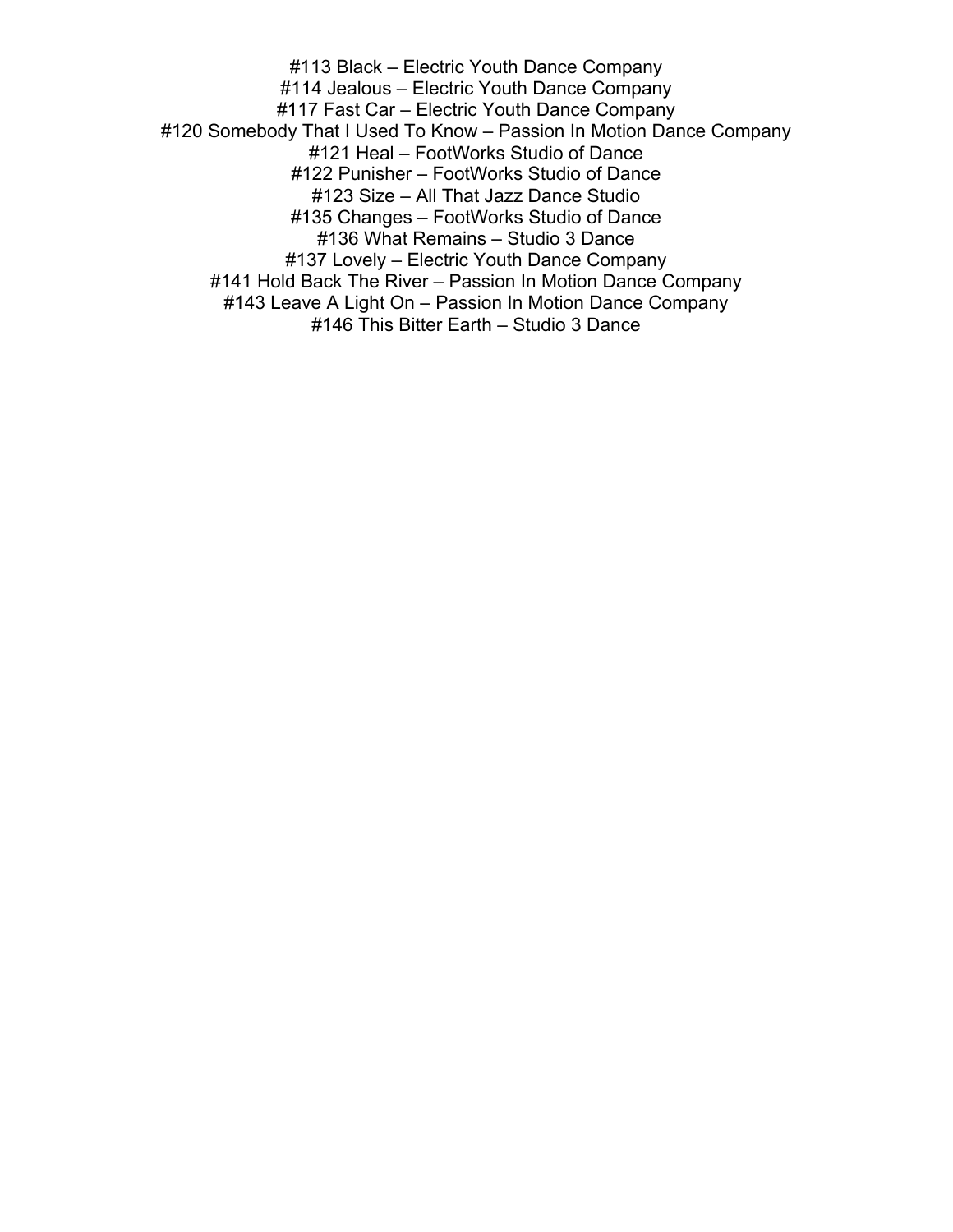#113 Black – Electric Youth Dance Company
#114 Jealous – Electric Youth Dance Company
#117 Fast Car – Electric Youth Dance Company
#120 Somebody That I Used To Know – Passion In Motion Dance Company
#121 Heal – FootWorks Studio of Dance
#122 Punisher – FootWorks Studio of Dance
#123 Size – All That Jazz Dance Studio
#135 Changes – FootWorks Studio of Dance
#136 What Remains – Studio 3 Dance
#137 Lovely – Electric Youth Dance Company
#141 Hold Back The River – Passion In Motion Dance Company
#143 Leave A Light On – Passion In Motion Dance Company
#146 This Bitter Earth – Studio 3 Dance